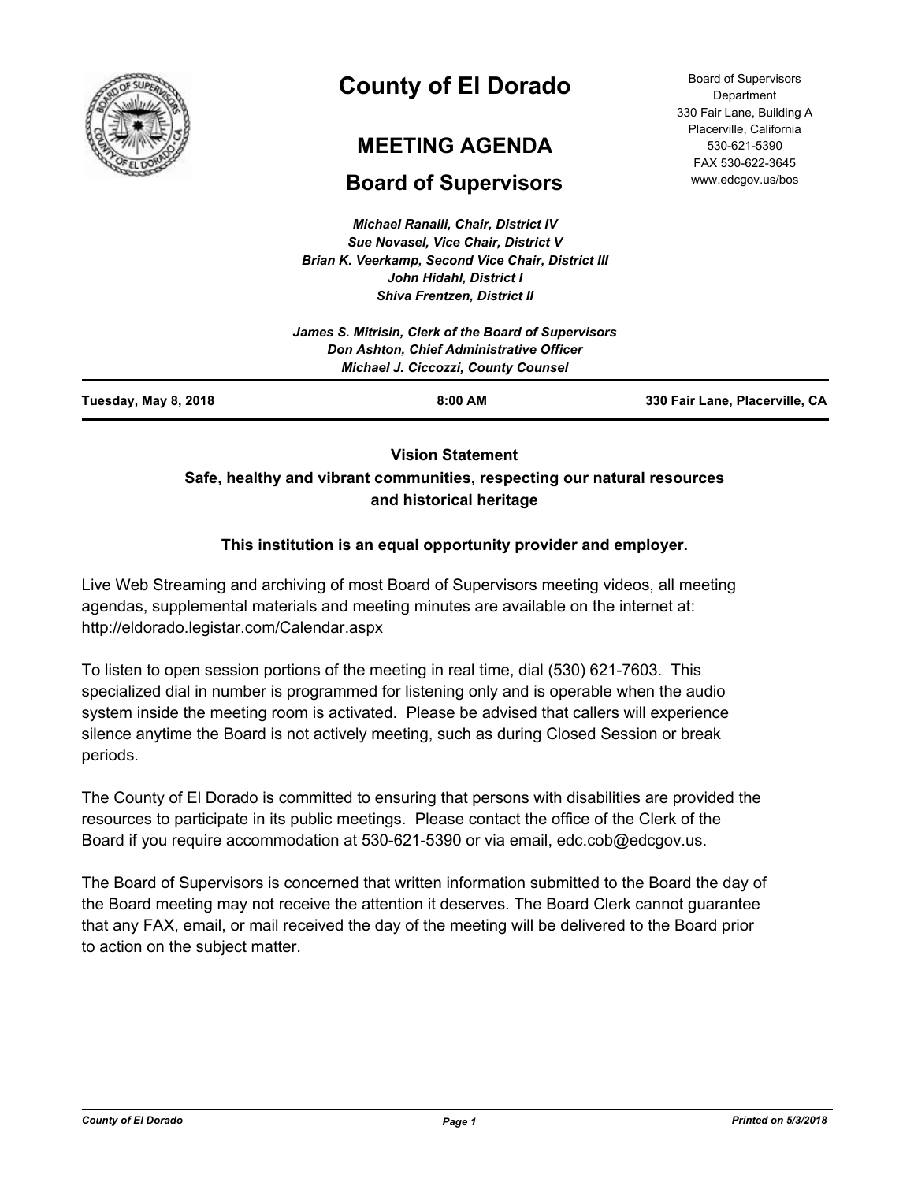# County of El Dorado

## MEETING AGENDA

## Board of Supervisors

Board of Supervisors Department
330 Fair Lane, Building A
Placerville, California
530-621-5390
FAX 530-622-3645
www.edcgov.us/bos

*Michael Ranalli, Chair, District IV*
*Sue Novasel, Vice Chair, District V*
*Brian K. Veerkamp, Second Vice Chair, District III*
*John Hidahl, District I*
*Shiva Frentzen, District II*

*James S. Mitrisin, Clerk of the Board of Supervisors*
*Don Ashton, Chief Administrative Officer*
*Michael J. Ciccozzi, County Counsel*

**Tuesday, May 8, 2018** **8:00 AM** **330 Fair Lane, Placerville, CA**

**Vision Statement**
**Safe, healthy and vibrant communities, respecting our natural resources and historical heritage**

**This institution is an equal opportunity provider and employer.**

Live Web Streaming and archiving of most Board of Supervisors meeting videos, all meeting agendas, supplemental materials and meeting minutes are available on the internet at: http://eldorado.legistar.com/Calendar.aspx

To listen to open session portions of the meeting in real time, dial (530) 621-7603. This specialized dial in number is programmed for listening only and is operable when the audio system inside the meeting room is activated. Please be advised that callers will experience silence anytime the Board is not actively meeting, such as during Closed Session or break periods.

The County of El Dorado is committed to ensuring that persons with disabilities are provided the resources to participate in its public meetings. Please contact the office of the Clerk of the Board if you require accommodation at 530-621-5390 or via email, edc.cob@edcgov.us.

The Board of Supervisors is concerned that written information submitted to the Board the day of the Board meeting may not receive the attention it deserves. The Board Clerk cannot guarantee that any FAX, email, or mail received the day of the meeting will be delivered to the Board prior to action on the subject matter.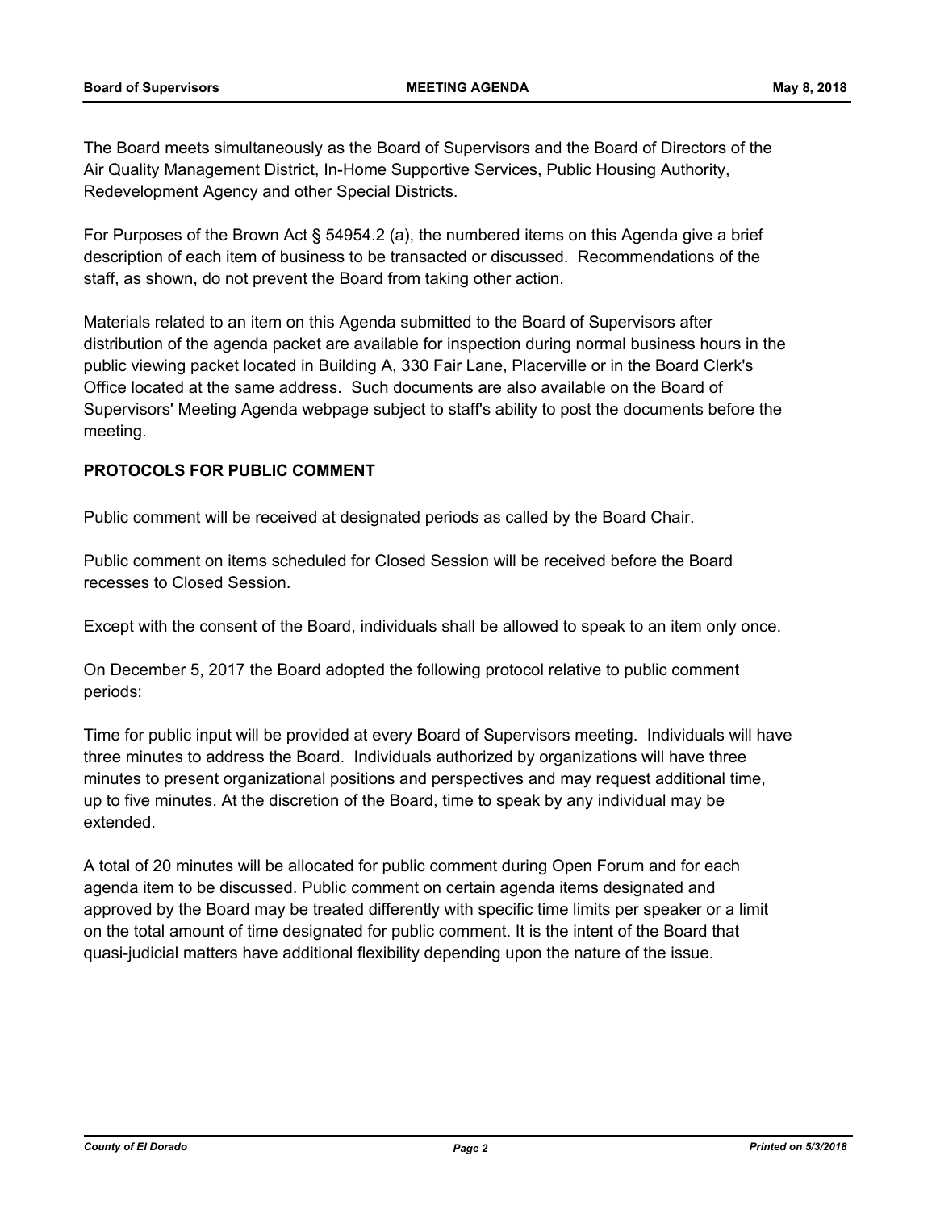The Board meets simultaneously as the Board of Supervisors and the Board of Directors of the Air Quality Management District, In-Home Supportive Services, Public Housing Authority, Redevelopment Agency and other Special Districts.

For Purposes of the Brown Act § 54954.2 (a), the numbered items on this Agenda give a brief description of each item of business to be transacted or discussed. Recommendations of the staff, as shown, do not prevent the Board from taking other action.

Materials related to an item on this Agenda submitted to the Board of Supervisors after distribution of the agenda packet are available for inspection during normal business hours in the public viewing packet located in Building A, 330 Fair Lane, Placerville or in the Board Clerk's Office located at the same address. Such documents are also available on the Board of Supervisors' Meeting Agenda webpage subject to staff's ability to post the documents before the meeting.

**PROTOCOLS FOR PUBLIC COMMENT**

Public comment will be received at designated periods as called by the Board Chair.

Public comment on items scheduled for Closed Session will be received before the Board recesses to Closed Session.

Except with the consent of the Board, individuals shall be allowed to speak to an item only once.

On December 5, 2017 the Board adopted the following protocol relative to public comment periods:

Time for public input will be provided at every Board of Supervisors meeting. Individuals will have three minutes to address the Board. Individuals authorized by organizations will have three minutes to present organizational positions and perspectives and may request additional time, up to five minutes. At the discretion of the Board, time to speak by any individual may be extended.

A total of 20 minutes will be allocated for public comment during Open Forum and for each agenda item to be discussed. Public comment on certain agenda items designated and approved by the Board may be treated differently with specific time limits per speaker or a limit on the total amount of time designated for public comment. It is the intent of the Board that quasi-judicial matters have additional flexibility depending upon the nature of the issue.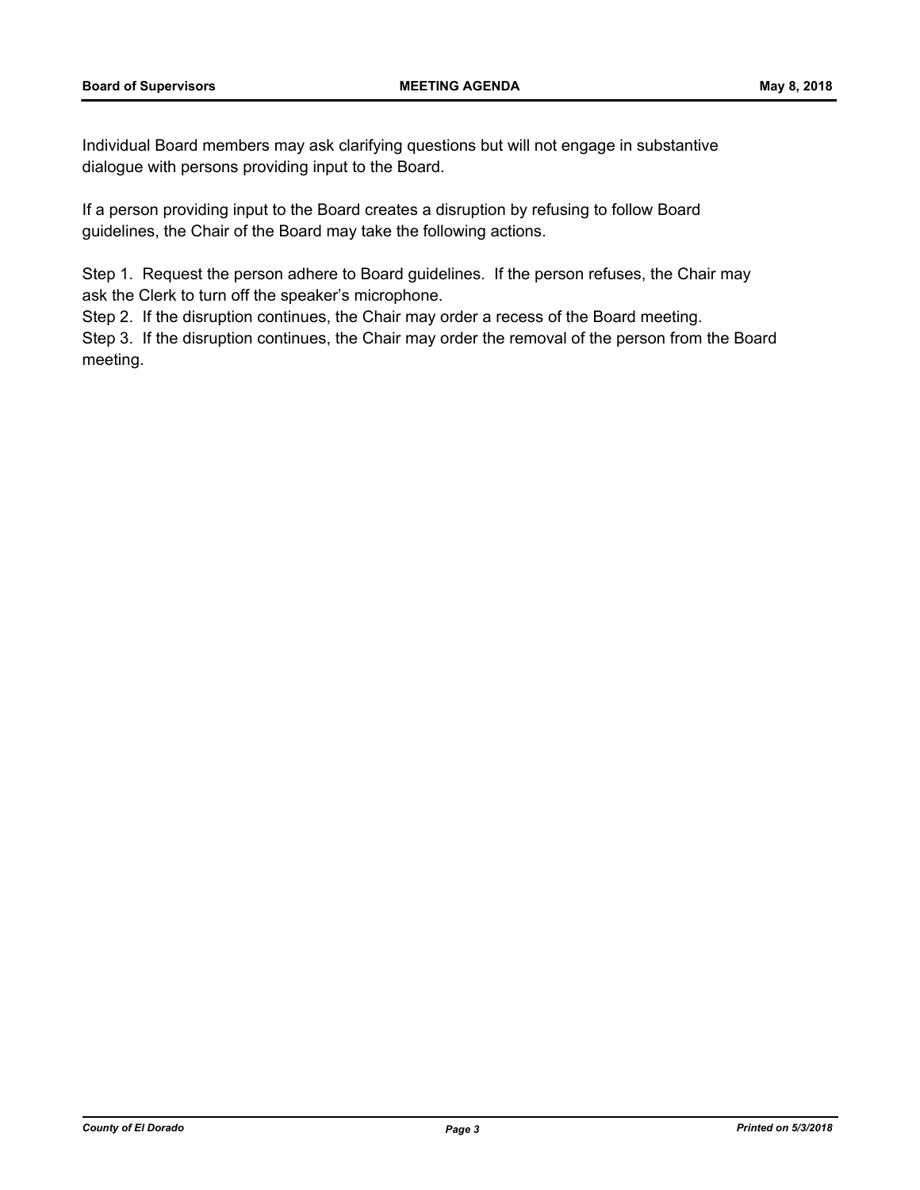Individual Board members may ask clarifying questions but will not engage in substantive dialogue with persons providing input to the Board.

If a person providing input to the Board creates a disruption by refusing to follow Board guidelines, the Chair of the Board may take the following actions.

Step 1. Request the person adhere to Board guidelines. If the person refuses, the Chair may ask the Clerk to turn off the speaker's microphone.
Step 2. If the disruption continues, the Chair may order a recess of the Board meeting.
Step 3. If the disruption continues, the Chair may order the removal of the person from the Board meeting.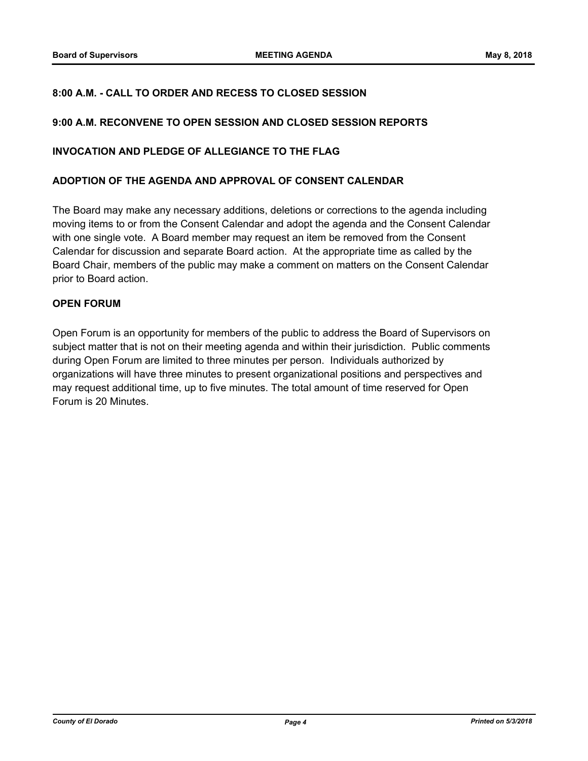**8:00 A.M. - CALL TO ORDER AND RECESS TO CLOSED SESSION**

**9:00 A.M. RECONVENE TO OPEN SESSION AND CLOSED SESSION REPORTS**

**INVOCATION AND PLEDGE OF ALLEGIANCE TO THE FLAG**

**ADOPTION OF THE AGENDA AND APPROVAL OF CONSENT CALENDAR**

The Board may make any necessary additions, deletions or corrections to the agenda including moving items to or from the Consent Calendar and adopt the agenda and the Consent Calendar with one single vote. A Board member may request an item be removed from the Consent Calendar for discussion and separate Board action. At the appropriate time as called by the Board Chair, members of the public may make a comment on matters on the Consent Calendar prior to Board action.

**OPEN FORUM**

Open Forum is an opportunity for members of the public to address the Board of Supervisors on subject matter that is not on their meeting agenda and within their jurisdiction. Public comments during Open Forum are limited to three minutes per person. Individuals authorized by organizations will have three minutes to present organizational positions and perspectives and may request additional time, up to five minutes. The total amount of time reserved for Open Forum is 20 Minutes.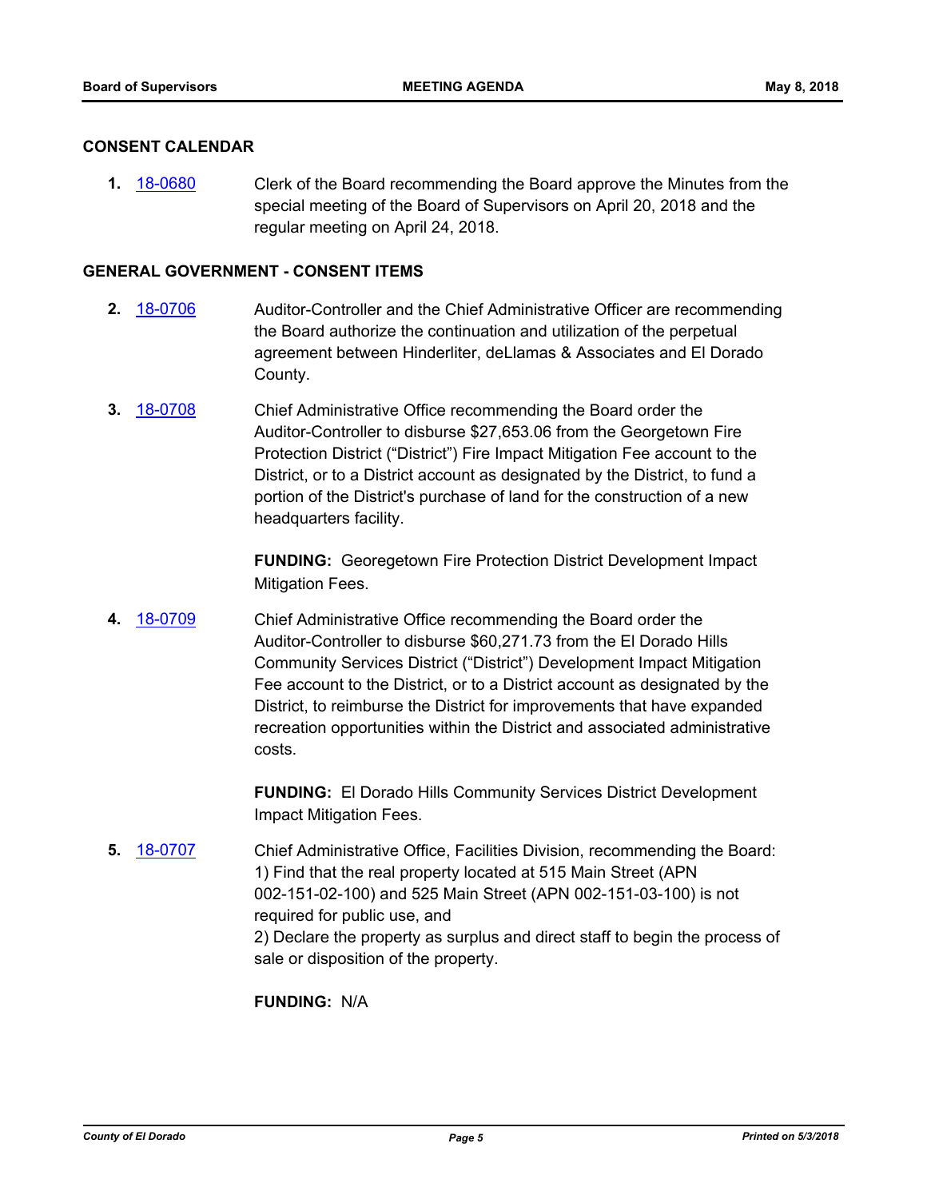## CONSENT CALENDAR

**1.** [18-0680] Clerk of the Board recommending the Board approve the Minutes from the special meeting of the Board of Supervisors on April 20, 2018 and the regular meeting on April 24, 2018.

## GENERAL GOVERNMENT - CONSENT ITEMS

**2.** [18-0706] Auditor-Controller and the Chief Administrative Officer are recommending the Board authorize the continuation and utilization of the perpetual agreement between Hinderliter, deLlamas & Associates and El Dorado County.

**3.** [18-0708] Chief Administrative Office recommending the Board order the Auditor-Controller to disburse $27,653.06 from the Georgetown Fire Protection District ("District") Fire Impact Mitigation Fee account to the District, or to a District account as designated by the District, to fund a portion of the District's purchase of land for the construction of a new headquarters facility.

**FUNDING:** Georegetown Fire Protection District Development Impact Mitigation Fees.

**4.** [18-0709] Chief Administrative Office recommending the Board order the Auditor-Controller to disburse $60,271.73 from the El Dorado Hills Community Services District ("District") Development Impact Mitigation Fee account to the District, or to a District account as designated by the District, to reimburse the District for improvements that have expanded recreation opportunities within the District and associated administrative costs.

**FUNDING:** El Dorado Hills Community Services District Development Impact Mitigation Fees.

**5.** [18-0707] Chief Administrative Office, Facilities Division, recommending the Board:
1) Find that the real property located at 515 Main Street (APN 002-151-02-100) and 525 Main Street (APN 002-151-03-100) is not required for public use, and
2) Declare the property as surplus and direct staff to begin the process of sale or disposition of the property.

**FUNDING:** N/A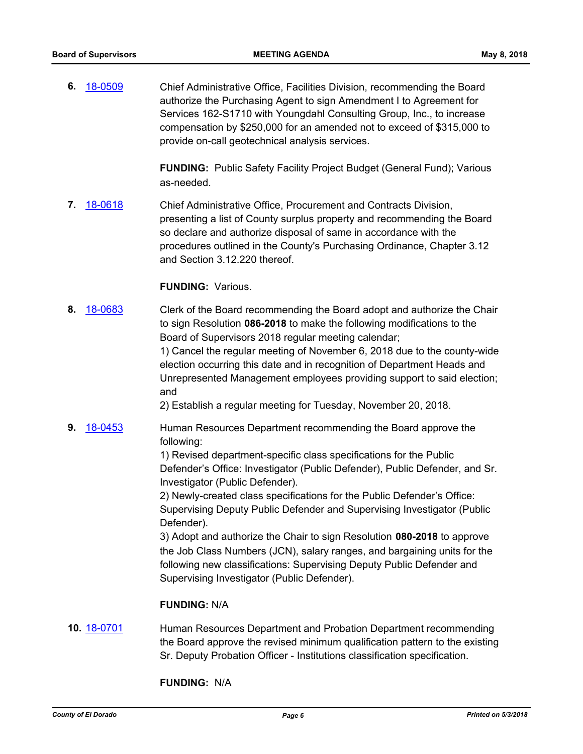**6.** 18-0509

Chief Administrative Office, Facilities Division, recommending the Board authorize the Purchasing Agent to sign Amendment I to Agreement for Services 162-S1710 with Youngdahl Consulting Group, Inc., to increase compensation by $250,000 for an amended not to exceed of $315,000 to provide on-call geotechnical analysis services.

**FUNDING:** Public Safety Facility Project Budget (General Fund); Various as-needed.

**7.** 18-0618

Chief Administrative Office, Procurement and Contracts Division, presenting a list of County surplus property and recommending the Board so declare and authorize disposal of same in accordance with the procedures outlined in the County's Purchasing Ordinance, Chapter 3.12 and Section 3.12.220 thereof.

**FUNDING:** Various.

**8.** 18-0683

Clerk of the Board recommending the Board adopt and authorize the Chair to sign Resolution **086-2018** to make the following modifications to the Board of Supervisors 2018 regular meeting calendar;
1) Cancel the regular meeting of November 6, 2018 due to the county-wide election occurring this date and in recognition of Department Heads and Unrepresented Management employees providing support to said election; and
2) Establish a regular meeting for Tuesday, November 20, 2018.

**9.** 18-0453

Human Resources Department recommending the Board approve the following:
1) Revised department-specific class specifications for the Public Defender's Office: Investigator (Public Defender), Public Defender, and Sr. Investigator (Public Defender).
2) Newly-created class specifications for the Public Defender's Office: Supervising Deputy Public Defender and Supervising Investigator (Public Defender).
3) Adopt and authorize the Chair to sign Resolution **080-2018** to approve the Job Class Numbers (JCN), salary ranges, and bargaining units for the following new classifications: Supervising Deputy Public Defender and Supervising Investigator (Public Defender).

**FUNDING:** N/A

**10.** 18-0701

Human Resources Department and Probation Department recommending the Board approve the revised minimum qualification pattern to the existing Sr. Deputy Probation Officer - Institutions classification specification.

**FUNDING:** N/A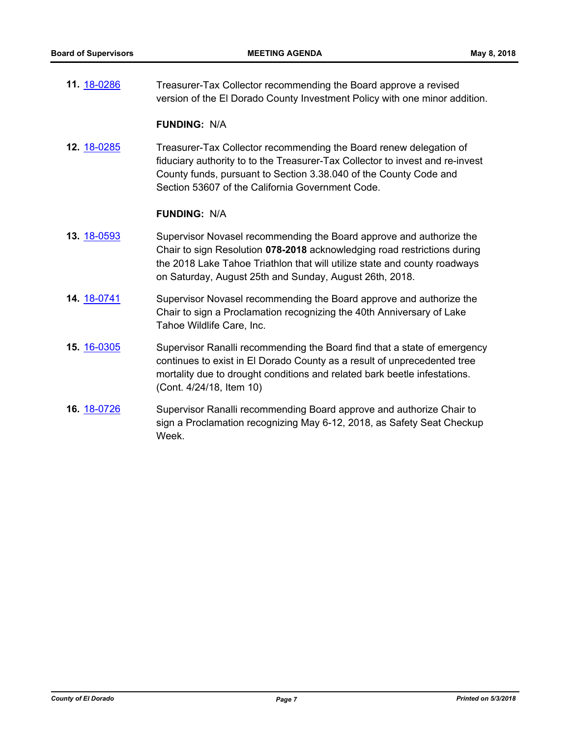**11.** 18-0286 Treasurer-Tax Collector recommending the Board approve a revised version of the El Dorado County Investment Policy with one minor addition.

**FUNDING:** N/A

**12.** 18-0285 Treasurer-Tax Collector recommending the Board renew delegation of fiduciary authority to to the Treasurer-Tax Collector to invest and re-invest County funds, pursuant to Section 3.38.040 of the County Code and Section 53607 of the California Government Code.

**FUNDING:** N/A

**13.** 18-0593 Supervisor Novasel recommending the Board approve and authorize the Chair to sign Resolution **078-2018** acknowledging road restrictions during the 2018 Lake Tahoe Triathlon that will utilize state and county roadways on Saturday, August 25th and Sunday, August 26th, 2018.

**14.** 18-0741 Supervisor Novasel recommending the Board approve and authorize the Chair to sign a Proclamation recognizing the 40th Anniversary of Lake Tahoe Wildlife Care, Inc.

**15.** 16-0305 Supervisor Ranalli recommending the Board find that a state of emergency continues to exist in El Dorado County as a result of unprecedented tree mortality due to drought conditions and related bark beetle infestations. (Cont. 4/24/18, Item 10)

**16.** 18-0726 Supervisor Ranalli recommending Board approve and authorize Chair to sign a Proclamation recognizing May 6-12, 2018, as Safety Seat Checkup Week.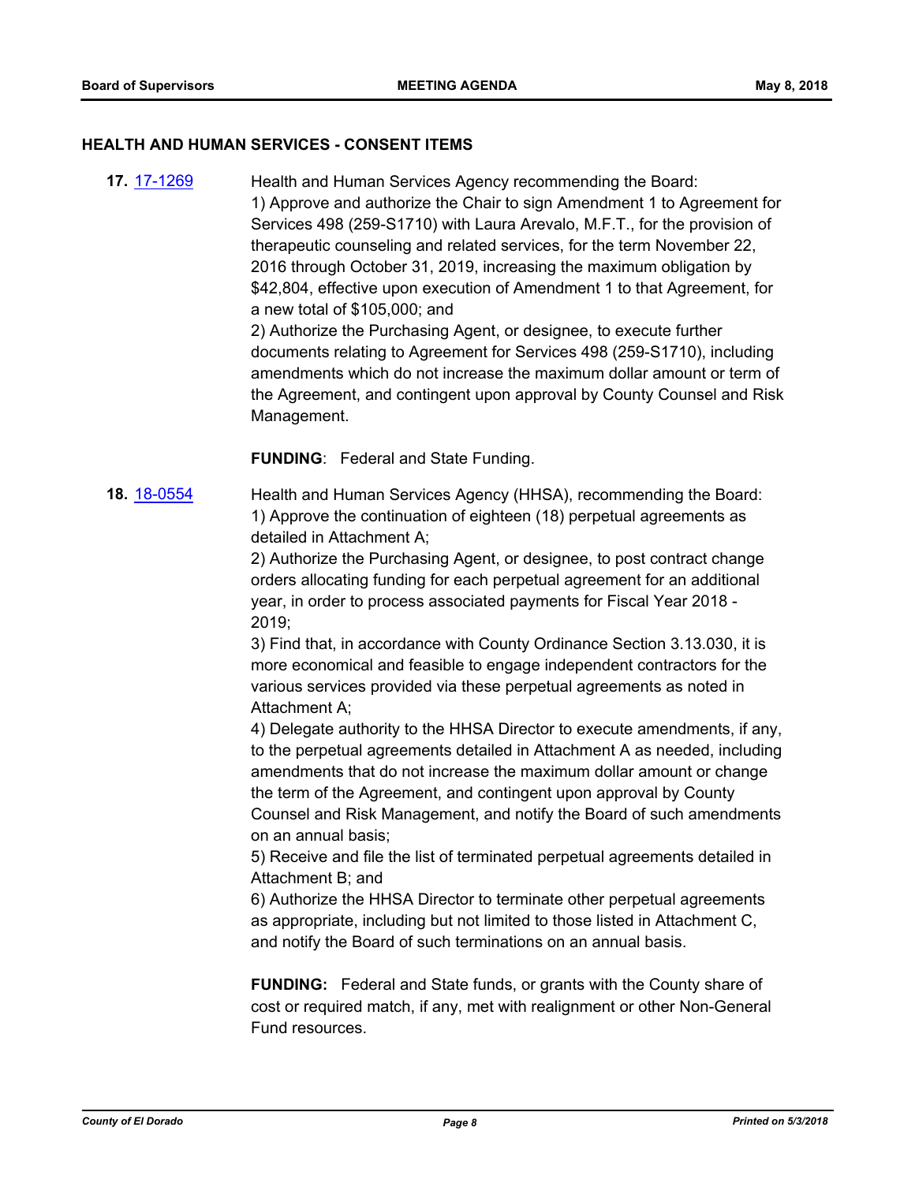## HEALTH AND HUMAN SERVICES - CONSENT ITEMS

**17.** [17-1269]

Health and Human Services Agency recommending the Board:
1) Approve and authorize the Chair to sign Amendment 1 to Agreement for Services 498 (259-S1710) with Laura Arevalo, M.F.T., for the provision of therapeutic counseling and related services, for the term November 22, 2016 through October 31, 2019, increasing the maximum obligation by $42,804, effective upon execution of Amendment 1 to that Agreement, for a new total of $105,000; and
2) Authorize the Purchasing Agent, or designee, to execute further documents relating to Agreement for Services 498 (259-S1710), including amendments which do not increase the maximum dollar amount or term of the Agreement, and contingent upon approval by County Counsel and Risk Management.

**FUNDING**: Federal and State Funding.

**18.** [18-0554]

Health and Human Services Agency (HHSA), recommending the Board:
1) Approve the continuation of eighteen (18) perpetual agreements as detailed in Attachment A;
2) Authorize the Purchasing Agent, or designee, to post contract change orders allocating funding for each perpetual agreement for an additional year, in order to process associated payments for Fiscal Year 2018 - 2019;
3) Find that, in accordance with County Ordinance Section 3.13.030, it is more economical and feasible to engage independent contractors for the various services provided via these perpetual agreements as noted in Attachment A;
4) Delegate authority to the HHSA Director to execute amendments, if any, to the perpetual agreements detailed in Attachment A as needed, including amendments that do not increase the maximum dollar amount or change the term of the Agreement, and contingent upon approval by County Counsel and Risk Management, and notify the Board of such amendments on an annual basis;
5) Receive and file the list of terminated perpetual agreements detailed in Attachment B; and
6) Authorize the HHSA Director to terminate other perpetual agreements as appropriate, including but not limited to those listed in Attachment C, and notify the Board of such terminations on an annual basis.

**FUNDING:** Federal and State funds, or grants with the County share of cost or required match, if any, met with realignment or other Non-General Fund resources.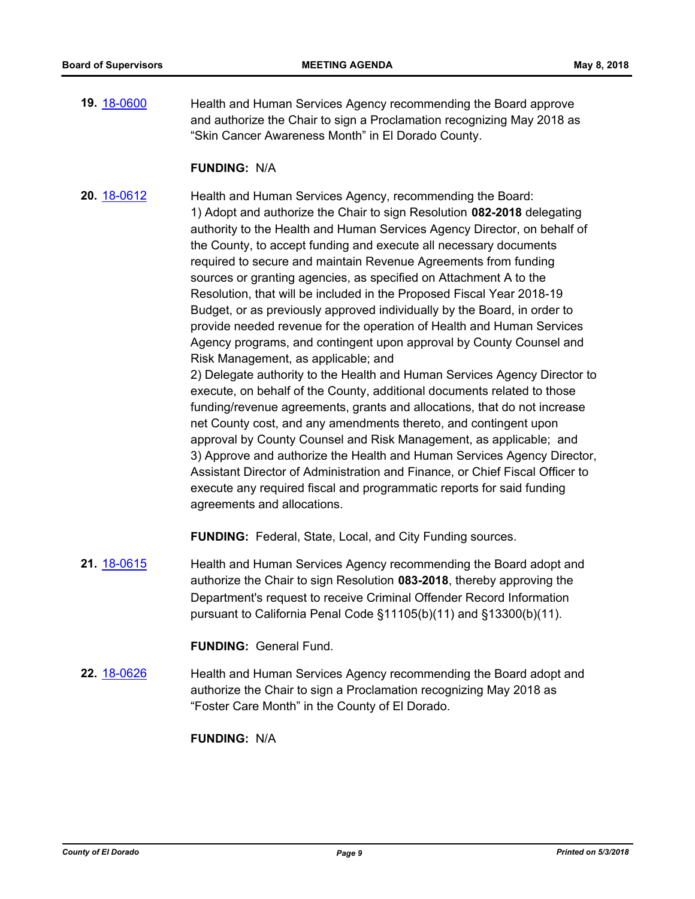**19.** 18-0600 Health and Human Services Agency recommending the Board approve and authorize the Chair to sign a Proclamation recognizing May 2018 as “Skin Cancer Awareness Month” in El Dorado County.

**FUNDING:** N/A

**20.** 18-0612 Health and Human Services Agency, recommending the Board:
1) Adopt and authorize the Chair to sign Resolution **082-2018** delegating authority to the Health and Human Services Agency Director, on behalf of the County, to accept funding and execute all necessary documents required to secure and maintain Revenue Agreements from funding sources or granting agencies, as specified on Attachment A to the Resolution, that will be included in the Proposed Fiscal Year 2018-19 Budget, or as previously approved individually by the Board, in order to provide needed revenue for the operation of Health and Human Services Agency programs, and contingent upon approval by County Counsel and Risk Management, as applicable; and
2) Delegate authority to the Health and Human Services Agency Director to execute, on behalf of the County, additional documents related to those funding/revenue agreements, grants and allocations, that do not increase net County cost, and any amendments thereto, and contingent upon approval by County Counsel and Risk Management, as applicable; and
3) Approve and authorize the Health and Human Services Agency Director, Assistant Director of Administration and Finance, or Chief Fiscal Officer to execute any required fiscal and programmatic reports for said funding agreements and allocations.

**FUNDING:** Federal, State, Local, and City Funding sources.

**21.** 18-0615 Health and Human Services Agency recommending the Board adopt and authorize the Chair to sign Resolution **083-2018**, thereby approving the Department's request to receive Criminal Offender Record Information pursuant to California Penal Code §11105(b)(11) and §13300(b)(11).

**FUNDING:** General Fund.

**22.** 18-0626 Health and Human Services Agency recommending the Board adopt and authorize the Chair to sign a Proclamation recognizing May 2018 as “Foster Care Month” in the County of El Dorado.

**FUNDING:** N/A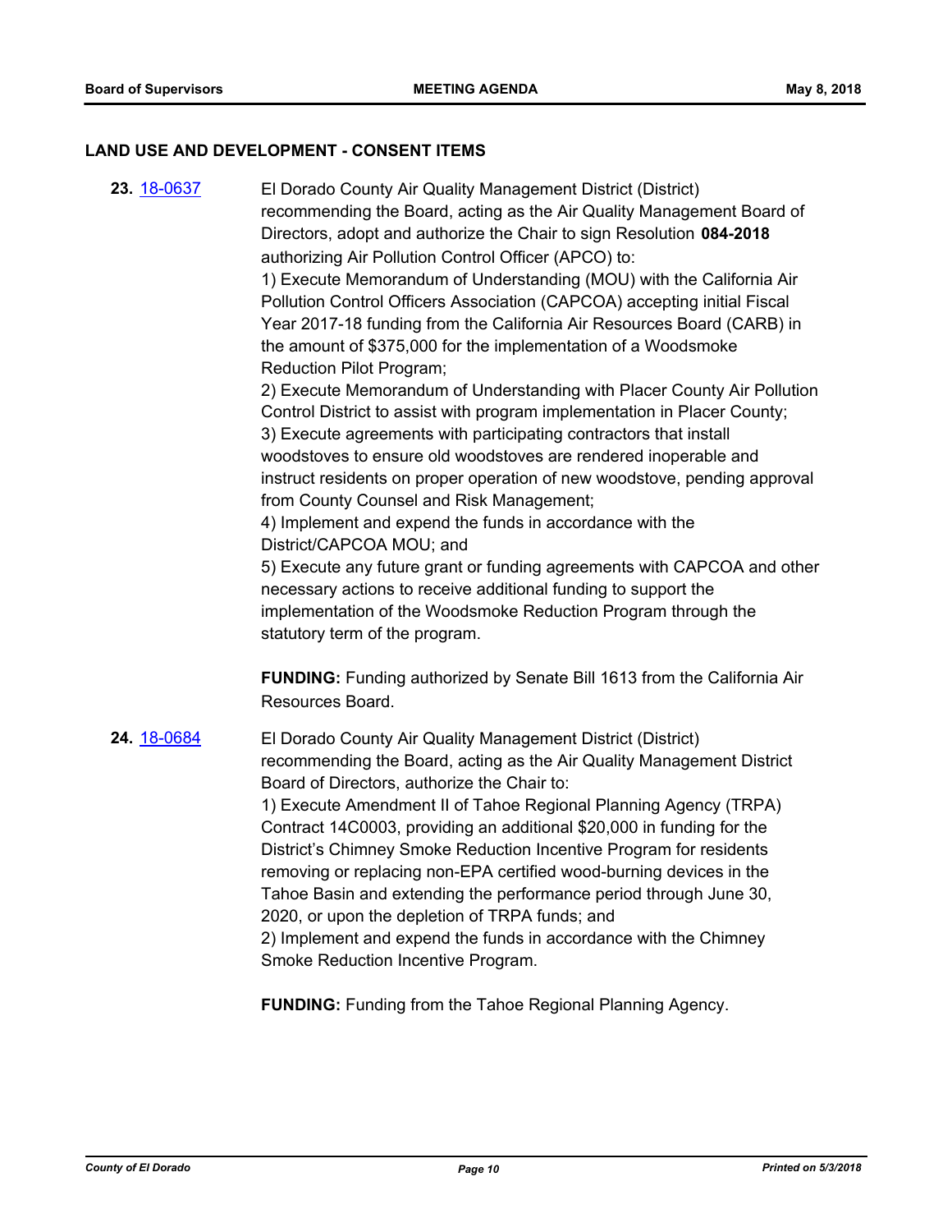## LAND USE AND DEVELOPMENT - CONSENT ITEMS

**23.** [18-0637](18-0637)

El Dorado County Air Quality Management District (District) recommending the Board, acting as the Air Quality Management Board of Directors, adopt and authorize the Chair to sign Resolution **084-2018** authorizing Air Pollution Control Officer (APCO) to:

1) Execute Memorandum of Understanding (MOU) with the California Air Pollution Control Officers Association (CAPCOA) accepting initial Fiscal Year 2017-18 funding from the California Air Resources Board (CARB) in the amount of $375,000 for the implementation of a Woodsmoke Reduction Pilot Program;

2) Execute Memorandum of Understanding with Placer County Air Pollution Control District to assist with program implementation in Placer County;

3) Execute agreements with participating contractors that install woodstoves to ensure old woodstoves are rendered inoperable and instruct residents on proper operation of new woodstove, pending approval from County Counsel and Risk Management;

4) Implement and expend the funds in accordance with the District/CAPCOA MOU; and

5) Execute any future grant or funding agreements with CAPCOA and other necessary actions to receive additional funding to support the implementation of the Woodsmoke Reduction Program through the statutory term of the program.

**FUNDING:** Funding authorized by Senate Bill 1613 from the California Air Resources Board.

**24.** [18-0684](18-0684)

El Dorado County Air Quality Management District (District) recommending the Board, acting as the Air Quality Management District Board of Directors, authorize the Chair to:

1) Execute Amendment II of Tahoe Regional Planning Agency (TRPA) Contract 14C0003, providing an additional $20,000 in funding for the District's Chimney Smoke Reduction Incentive Program for residents removing or replacing non-EPA certified wood-burning devices in the Tahoe Basin and extending the performance period through June 30, 2020, or upon the depletion of TRPA funds; and

2) Implement and expend the funds in accordance with the Chimney Smoke Reduction Incentive Program.

**FUNDING:** Funding from the Tahoe Regional Planning Agency.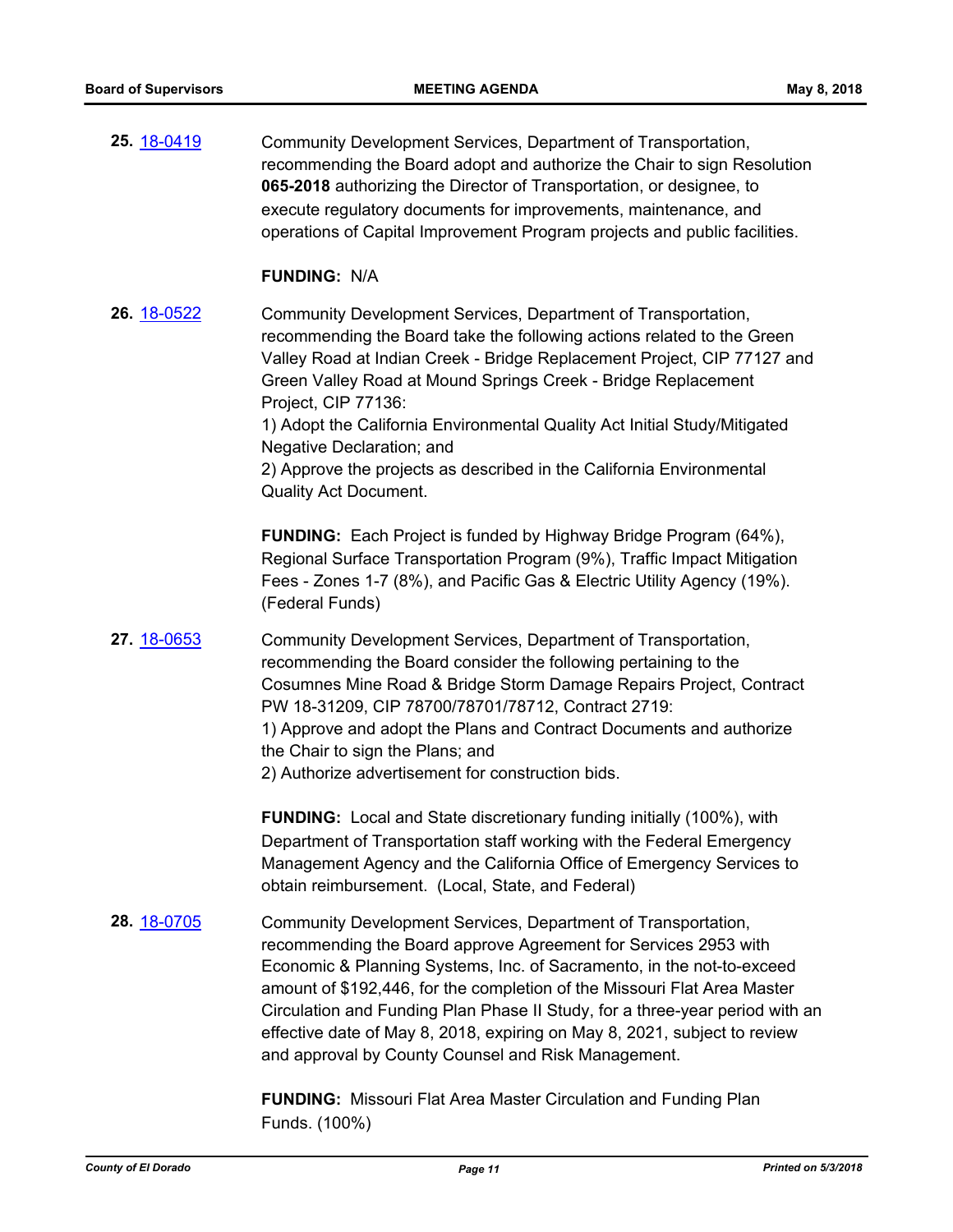**25.** [18-0419](18-0419)

Community Development Services, Department of Transportation, recommending the Board adopt and authorize the Chair to sign Resolution **065-2018** authorizing the Director of Transportation, or designee, to execute regulatory documents for improvements, maintenance, and operations of Capital Improvement Program projects and public facilities.

**FUNDING:** N/A

**26.** [18-0522](18-0522)

Community Development Services, Department of Transportation, recommending the Board take the following actions related to the Green Valley Road at Indian Creek - Bridge Replacement Project, CIP 77127 and Green Valley Road at Mound Springs Creek - Bridge Replacement Project, CIP 77136:
1) Adopt the California Environmental Quality Act Initial Study/Mitigated Negative Declaration; and
2) Approve the projects as described in the California Environmental Quality Act Document.

**FUNDING:** Each Project is funded by Highway Bridge Program (64%), Regional Surface Transportation Program (9%), Traffic Impact Mitigation Fees - Zones 1-7 (8%), and Pacific Gas & Electric Utility Agency (19%). (Federal Funds)

**27.** [18-0653](18-0653)

Community Development Services, Department of Transportation, recommending the Board consider the following pertaining to the Cosumnes Mine Road & Bridge Storm Damage Repairs Project, Contract PW 18-31209, CIP 78700/78701/78712, Contract 2719:
1) Approve and adopt the Plans and Contract Documents and authorize the Chair to sign the Plans; and
2) Authorize advertisement for construction bids.

**FUNDING:** Local and State discretionary funding initially (100%), with Department of Transportation staff working with the Federal Emergency Management Agency and the California Office of Emergency Services to obtain reimbursement. (Local, State, and Federal)

**28.** [18-0705](18-0705)

Community Development Services, Department of Transportation, recommending the Board approve Agreement for Services 2953 with Economic & Planning Systems, Inc. of Sacramento, in the not-to-exceed amount of $192,446, for the completion of the Missouri Flat Area Master Circulation and Funding Plan Phase II Study, for a three-year period with an effective date of May 8, 2018, expiring on May 8, 2021, subject to review and approval by County Counsel and Risk Management.

**FUNDING:** Missouri Flat Area Master Circulation and Funding Plan Funds. (100%)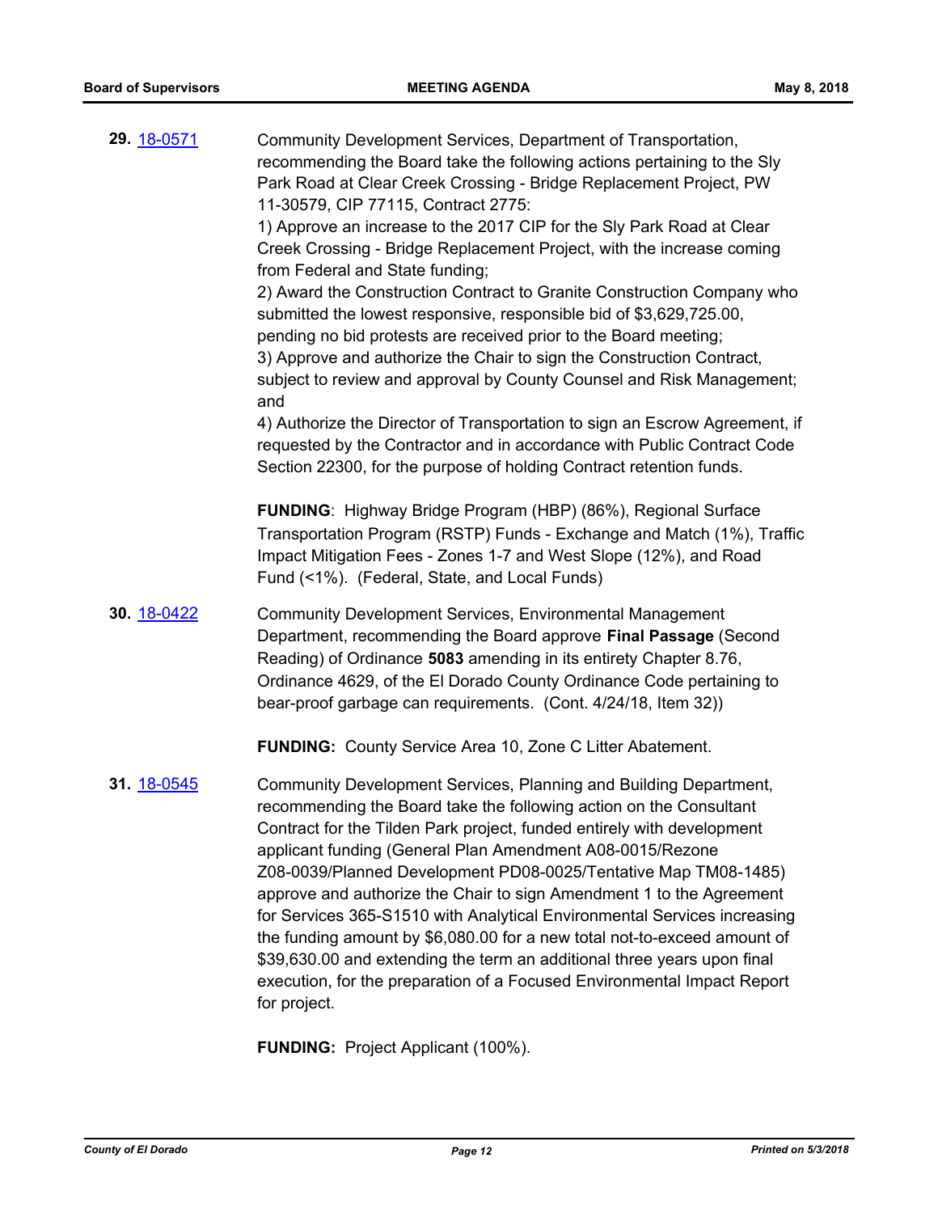**29.** 18-0571

Community Development Services, Department of Transportation, recommending the Board take the following actions pertaining to the Sly Park Road at Clear Creek Crossing - Bridge Replacement Project, PW 11-30579, CIP 77115, Contract 2775:
1) Approve an increase to the 2017 CIP for the Sly Park Road at Clear Creek Crossing - Bridge Replacement Project, with the increase coming from Federal and State funding;
2) Award the Construction Contract to Granite Construction Company who submitted the lowest responsive, responsible bid of $3,629,725.00, pending no bid protests are received prior to the Board meeting;
3) Approve and authorize the Chair to sign the Construction Contract, subject to review and approval by County Counsel and Risk Management; and
4) Authorize the Director of Transportation to sign an Escrow Agreement, if requested by the Contractor and in accordance with Public Contract Code Section 22300, for the purpose of holding Contract retention funds.

**FUNDING**: Highway Bridge Program (HBP) (86%), Regional Surface Transportation Program (RSTP) Funds - Exchange and Match (1%), Traffic Impact Mitigation Fees - Zones 1-7 and West Slope (12%), and Road Fund (<1%). (Federal, State, and Local Funds)

**30.** 18-0422

Community Development Services, Environmental Management Department, recommending the Board approve **Final Passage** (Second Reading) of Ordinance **5083** amending in its entirety Chapter 8.76, Ordinance 4629, of the El Dorado County Ordinance Code pertaining to bear-proof garbage can requirements. (Cont. 4/24/18, Item 32))

**FUNDING:** County Service Area 10, Zone C Litter Abatement.

**31.** 18-0545

Community Development Services, Planning and Building Department, recommending the Board take the following action on the Consultant Contract for the Tilden Park project, funded entirely with development applicant funding (General Plan Amendment A08-0015/Rezone Z08-0039/Planned Development PD08-0025/Tentative Map TM08-1485) approve and authorize the Chair to sign Amendment 1 to the Agreement for Services 365-S1510 with Analytical Environmental Services increasing the funding amount by $6,080.00 for a new total not-to-exceed amount of $39,630.00 and extending the term an additional three years upon final execution, for the preparation of a Focused Environmental Impact Report for project.

**FUNDING:** Project Applicant (100%).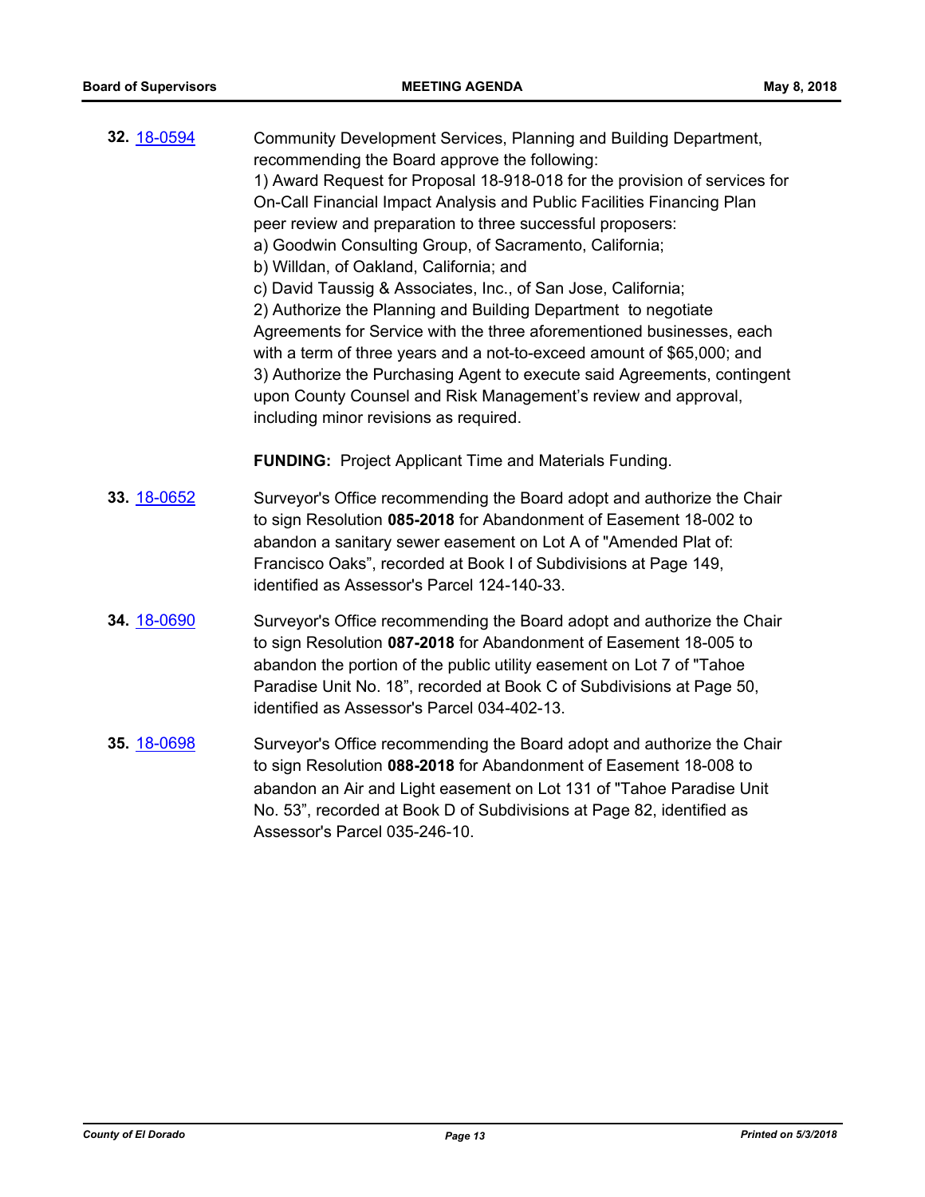**32.** [18-0594](18-0594)

Community Development Services, Planning and Building Department, recommending the Board approve the following:
1) Award Request for Proposal 18-918-018 for the provision of services for On-Call Financial Impact Analysis and Public Facilities Financing Plan peer review and preparation to three successful proposers:
a) Goodwin Consulting Group, of Sacramento, California;
b) Willdan, of Oakland, California; and
c) David Taussig & Associates, Inc., of San Jose, California;
2) Authorize the Planning and Building Department to negotiate Agreements for Service with the three aforementioned businesses, each with a term of three years and a not-to-exceed amount of $65,000; and
3) Authorize the Purchasing Agent to execute said Agreements, contingent upon County Counsel and Risk Management's review and approval, including minor revisions as required.

**FUNDING:** Project Applicant Time and Materials Funding.

**33.** [18-0652](18-0652)

Surveyor's Office recommending the Board adopt and authorize the Chair to sign Resolution **085-2018** for Abandonment of Easement 18-002 to abandon a sanitary sewer easement on Lot A of "Amended Plat of: Francisco Oaks", recorded at Book I of Subdivisions at Page 149, identified as Assessor's Parcel 124-140-33.

**34.** [18-0690](18-0690)

Surveyor's Office recommending the Board adopt and authorize the Chair to sign Resolution **087-2018** for Abandonment of Easement 18-005 to abandon the portion of the public utility easement on Lot 7 of "Tahoe Paradise Unit No. 18", recorded at Book C of Subdivisions at Page 50, identified as Assessor's Parcel 034-402-13.

**35.** [18-0698](18-0698)

Surveyor's Office recommending the Board adopt and authorize the Chair to sign Resolution **088-2018** for Abandonment of Easement 18-008 to abandon an Air and Light easement on Lot 131 of "Tahoe Paradise Unit No. 53", recorded at Book D of Subdivisions at Page 82, identified as Assessor's Parcel 035-246-10.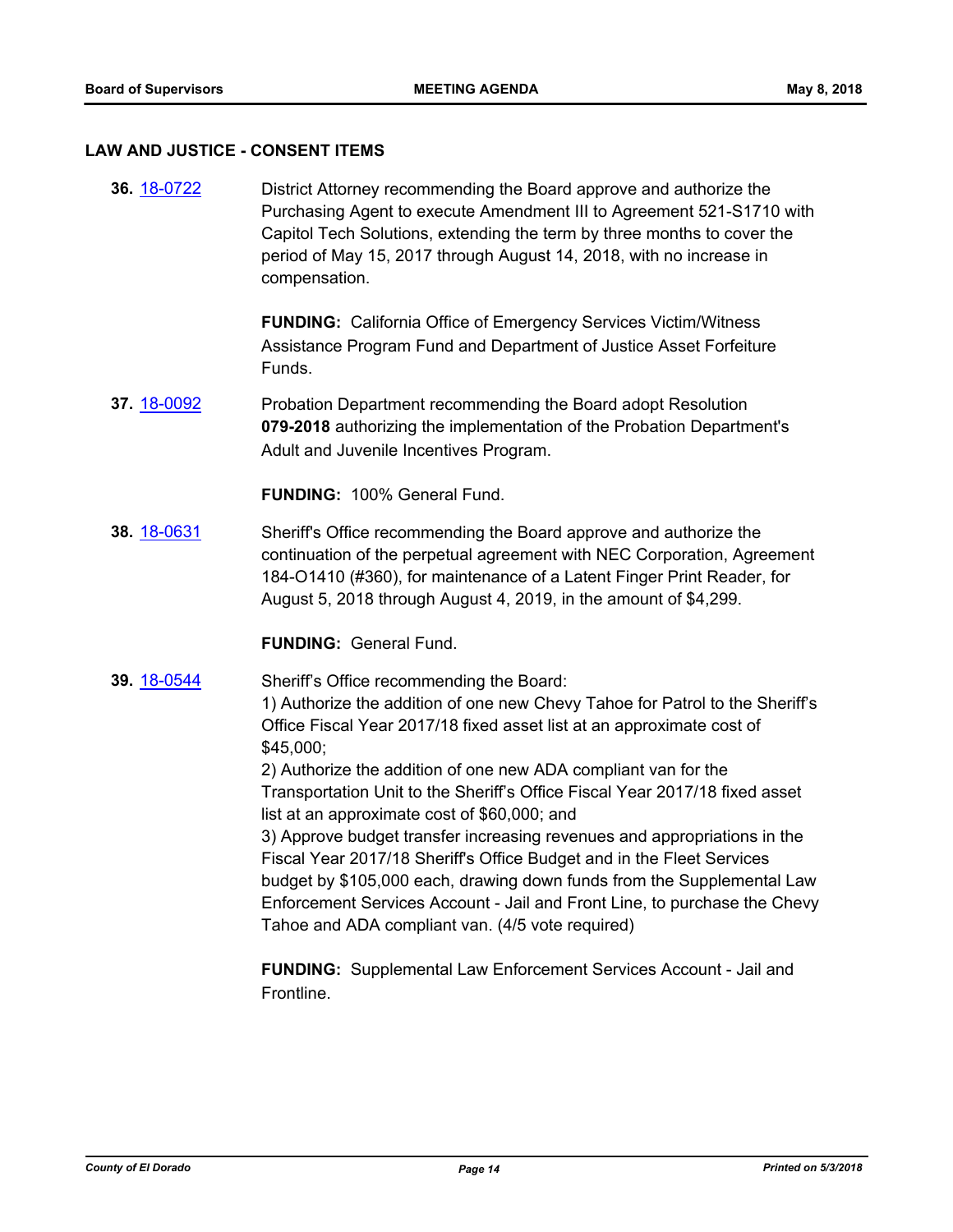## LAW AND JUSTICE - CONSENT ITEMS

**36.** 18-0722 District Attorney recommending the Board approve and authorize the Purchasing Agent to execute Amendment III to Agreement 521-S1710 with Capitol Tech Solutions, extending the term by three months to cover the period of May 15, 2017 through August 14, 2018, with no increase in compensation.

**FUNDING:** California Office of Emergency Services Victim/Witness Assistance Program Fund and Department of Justice Asset Forfeiture Funds.

**37.** 18-0092 Probation Department recommending the Board adopt Resolution **079-2018** authorizing the implementation of the Probation Department's Adult and Juvenile Incentives Program.

**FUNDING:** 100% General Fund.

**38.** 18-0631 Sheriff's Office recommending the Board approve and authorize the continuation of the perpetual agreement with NEC Corporation, Agreement 184-O1410 (#360), for maintenance of a Latent Finger Print Reader, for August 5, 2018 through August 4, 2019, in the amount of $4,299.

**FUNDING:** General Fund.

**39.** 18-0544 Sheriff's Office recommending the Board:
1) Authorize the addition of one new Chevy Tahoe for Patrol to the Sheriff's Office Fiscal Year 2017/18 fixed asset list at an approximate cost of $45,000;
2) Authorize the addition of one new ADA compliant van for the Transportation Unit to the Sheriff's Office Fiscal Year 2017/18 fixed asset list at an approximate cost of $60,000; and
3) Approve budget transfer increasing revenues and appropriations in the Fiscal Year 2017/18 Sheriff's Office Budget and in the Fleet Services budget by $105,000 each, drawing down funds from the Supplemental Law Enforcement Services Account - Jail and Front Line, to purchase the Chevy Tahoe and ADA compliant van. (4/5 vote required)

**FUNDING:** Supplemental Law Enforcement Services Account - Jail and Frontline.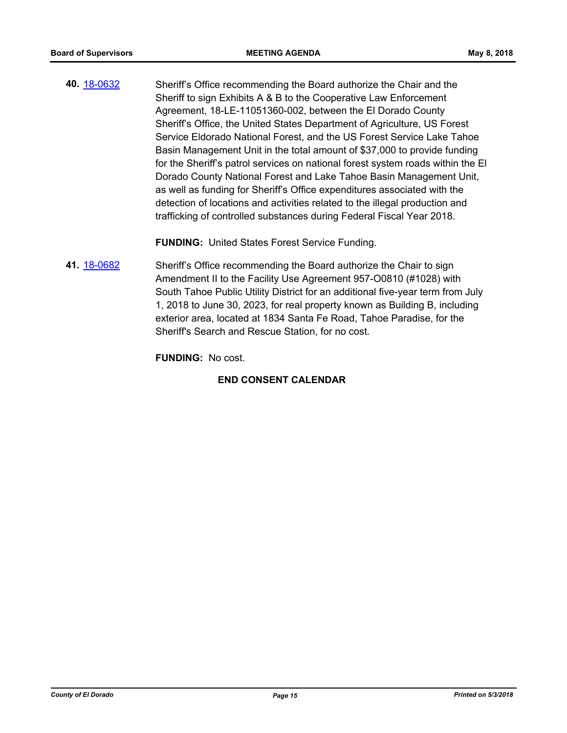**40.** [18-0632](18-0632) Sheriff's Office recommending the Board authorize the Chair and the Sheriff to sign Exhibits A & B to the Cooperative Law Enforcement Agreement, 18-LE-11051360-002, between the El Dorado County Sheriff's Office, the United States Department of Agriculture, US Forest Service Eldorado National Forest, and the US Forest Service Lake Tahoe Basin Management Unit in the total amount of $37,000 to provide funding for the Sheriff's patrol services on national forest system roads within the El Dorado County National Forest and Lake Tahoe Basin Management Unit, as well as funding for Sheriff's Office expenditures associated with the detection of locations and activities related to the illegal production and trafficking of controlled substances during Federal Fiscal Year 2018.

**FUNDING:** United States Forest Service Funding.

**41.** [18-0682](18-0682) Sheriff's Office recommending the Board authorize the Chair to sign Amendment II to the Facility Use Agreement 957-O0810 (#1028) with South Tahoe Public Utility District for an additional five-year term from July 1, 2018 to June 30, 2023, for real property known as Building B, including exterior area, located at 1834 Santa Fe Road, Tahoe Paradise, for the Sheriff's Search and Rescue Station, for no cost.

**FUNDING:** No cost.

**END CONSENT CALENDAR**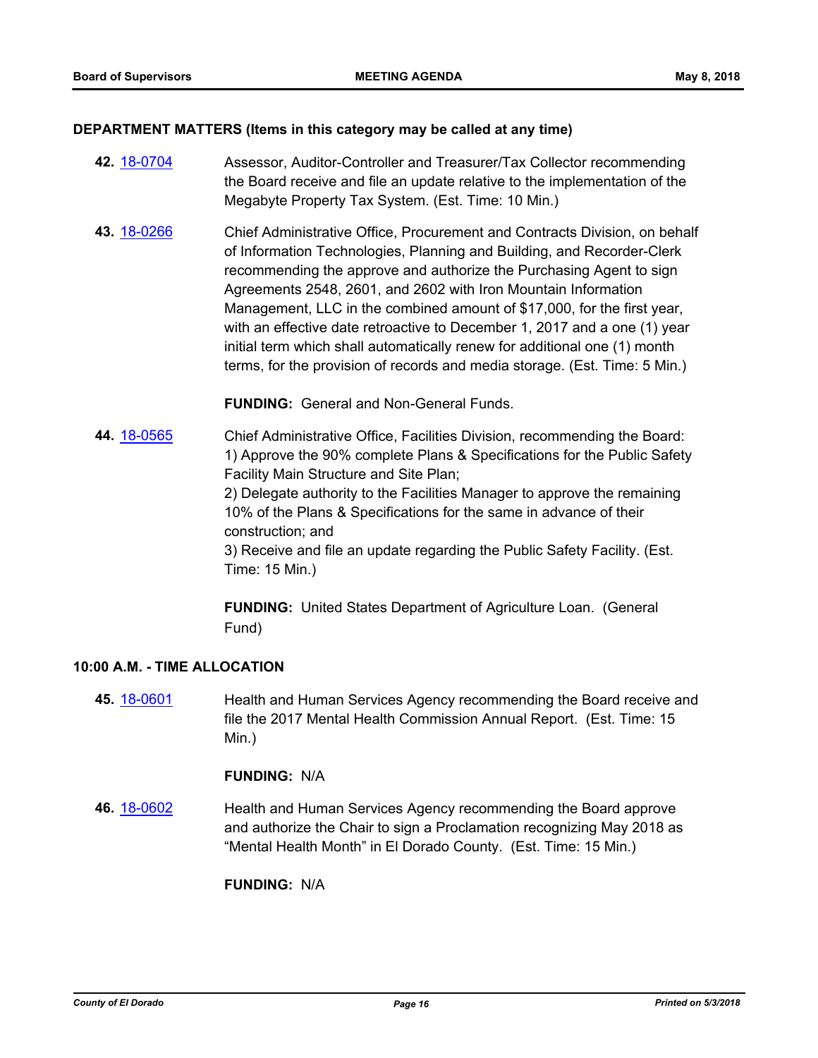## DEPARTMENT MATTERS (Items in this category may be called at any time)

**42.** 18-0704 Assessor, Auditor-Controller and Treasurer/Tax Collector recommending the Board receive and file an update relative to the implementation of the Megabyte Property Tax System. (Est. Time: 10 Min.)

**43.** 18-0266 Chief Administrative Office, Procurement and Contracts Division, on behalf of Information Technologies, Planning and Building, and Recorder-Clerk recommending the approve and authorize the Purchasing Agent to sign Agreements 2548, 2601, and 2602 with Iron Mountain Information Management, LLC in the combined amount of $17,000, for the first year, with an effective date retroactive to December 1, 2017 and a one (1) year initial term which shall automatically renew for additional one (1) month terms, for the provision of records and media storage. (Est. Time: 5 Min.)

**FUNDING:** General and Non-General Funds.

**44.** 18-0565 Chief Administrative Office, Facilities Division, recommending the Board:
1) Approve the 90% complete Plans & Specifications for the Public Safety Facility Main Structure and Site Plan;
2) Delegate authority to the Facilities Manager to approve the remaining 10% of the Plans & Specifications for the same in advance of their construction; and
3) Receive and file an update regarding the Public Safety Facility. (Est. Time: 15 Min.)

**FUNDING:** United States Department of Agriculture Loan. (General Fund)

## 10:00 A.M. - TIME ALLOCATION

**45.** 18-0601 Health and Human Services Agency recommending the Board receive and file the 2017 Mental Health Commission Annual Report. (Est. Time: 15 Min.)

**FUNDING:** N/A

**46.** 18-0602 Health and Human Services Agency recommending the Board approve and authorize the Chair to sign a Proclamation recognizing May 2018 as "Mental Health Month" in El Dorado County. (Est. Time: 15 Min.)

**FUNDING:** N/A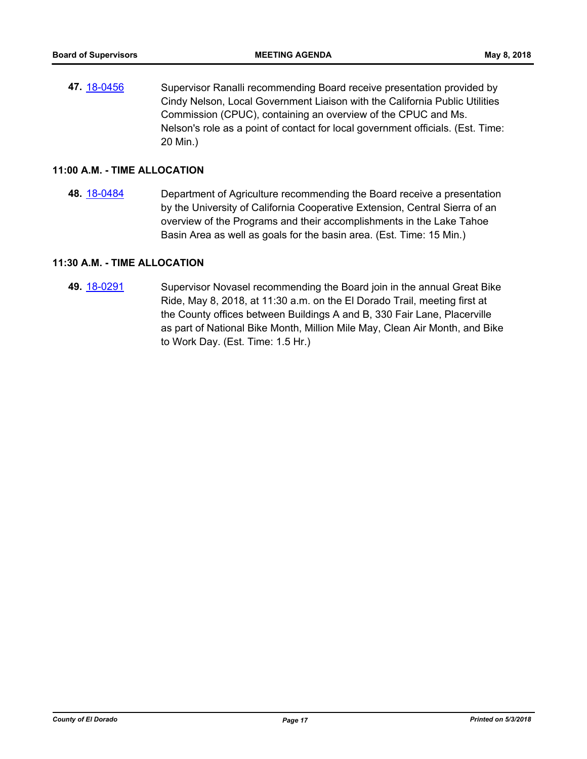**47.** 18-0456 Supervisor Ranalli recommending Board receive presentation provided by Cindy Nelson, Local Government Liaison with the California Public Utilities Commission (CPUC), containing an overview of the CPUC and Ms. Nelson's role as a point of contact for local government officials. (Est. Time: 20 Min.)

**11:00 A.M. - TIME ALLOCATION**

**48.** 18-0484 Department of Agriculture recommending the Board receive a presentation by the University of California Cooperative Extension, Central Sierra of an overview of the Programs and their accomplishments in the Lake Tahoe Basin Area as well as goals for the basin area. (Est. Time: 15 Min.)

**11:30 A.M. - TIME ALLOCATION**

**49.** 18-0291 Supervisor Novasel recommending the Board join in the annual Great Bike Ride, May 8, 2018, at 11:30 a.m. on the El Dorado Trail, meeting first at the County offices between Buildings A and B, 330 Fair Lane, Placerville as part of National Bike Month, Million Mile May, Clean Air Month, and Bike to Work Day. (Est. Time: 1.5 Hr.)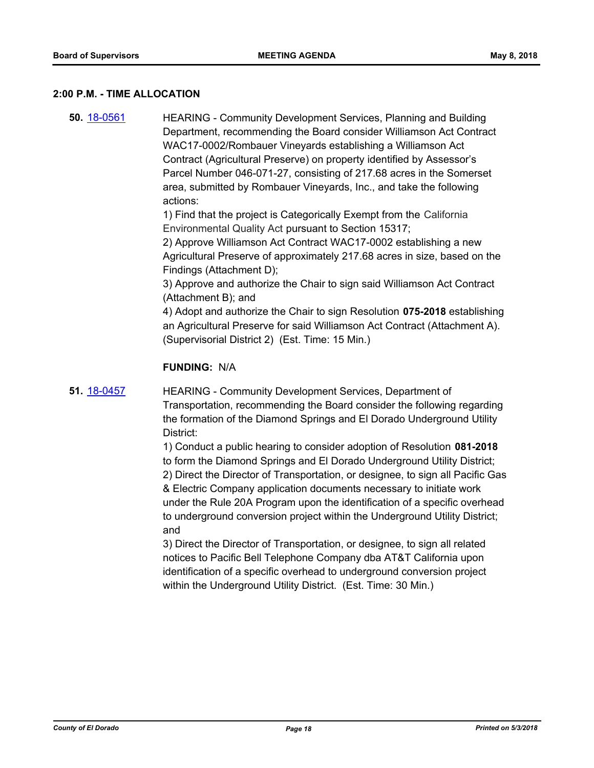## 2:00 P.M. - TIME ALLOCATION

**50.** [18-0561](18-0561) HEARING - Community Development Services, Planning and Building Department, recommending the Board consider Williamson Act Contract WAC17-0002/Rombauer Vineyards establishing a Williamson Act Contract (Agricultural Preserve) on property identified by Assessor's Parcel Number 046-071-27, consisting of 217.68 acres in the Somerset area, submitted by Rombauer Vineyards, Inc., and take the following actions:

1) Find that the project is Categorically Exempt from the California Environmental Quality Act pursuant to Section 15317;
2) Approve Williamson Act Contract WAC17-0002 establishing a new Agricultural Preserve of approximately 217.68 acres in size, based on the Findings (Attachment D);
3) Approve and authorize the Chair to sign said Williamson Act Contract (Attachment B); and
4) Adopt and authorize the Chair to sign Resolution **075-2018** establishing an Agricultural Preserve for said Williamson Act Contract (Attachment A). (Supervisorial District 2) (Est. Time: 15 Min.)

**FUNDING:** N/A

**51.** [18-0457](18-0457) HEARING - Community Development Services, Department of Transportation, recommending the Board consider the following regarding the formation of the Diamond Springs and El Dorado Underground Utility District:

1) Conduct a public hearing to consider adoption of Resolution **081-2018** to form the Diamond Springs and El Dorado Underground Utility District;
2) Direct the Director of Transportation, or designee, to sign all Pacific Gas & Electric Company application documents necessary to initiate work under the Rule 20A Program upon the identification of a specific overhead to underground conversion project within the Underground Utility District; and
3) Direct the Director of Transportation, or designee, to sign all related notices to Pacific Bell Telephone Company dba AT&T California upon identification of a specific overhead to underground conversion project within the Underground Utility District. (Est. Time: 30 Min.)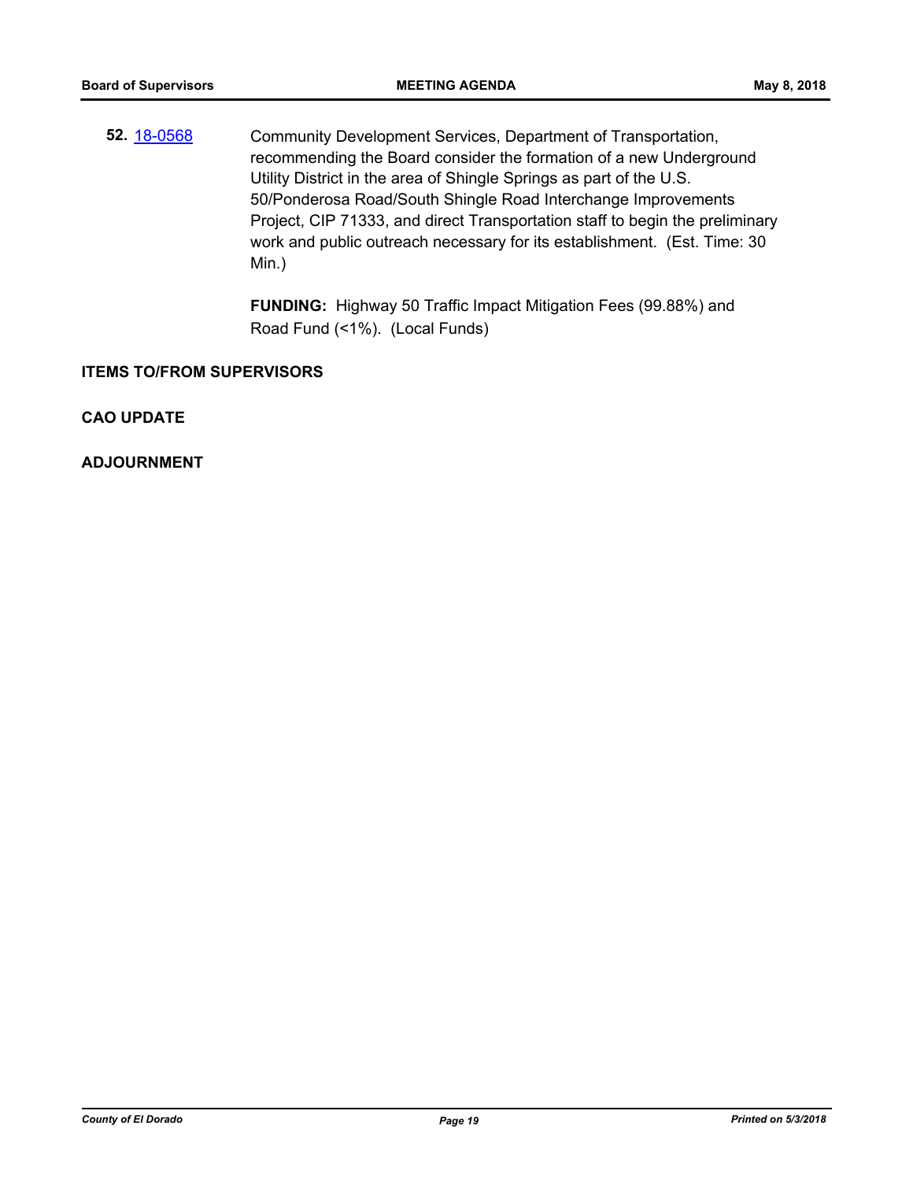**52.** [18-0568]

Community Development Services, Department of Transportation, recommending the Board consider the formation of a new Underground Utility District in the area of Shingle Springs as part of the U.S. 50/Ponderosa Road/South Shingle Road Interchange Improvements Project, CIP 71333, and direct Transportation staff to begin the preliminary work and public outreach necessary for its establishment. (Est. Time: 30 Min.)

**FUNDING:** Highway 50 Traffic Impact Mitigation Fees (99.88%) and Road Fund (<1%). (Local Funds)

## ITEMS TO/FROM SUPERVISORS

## CAO UPDATE

## ADJOURNMENT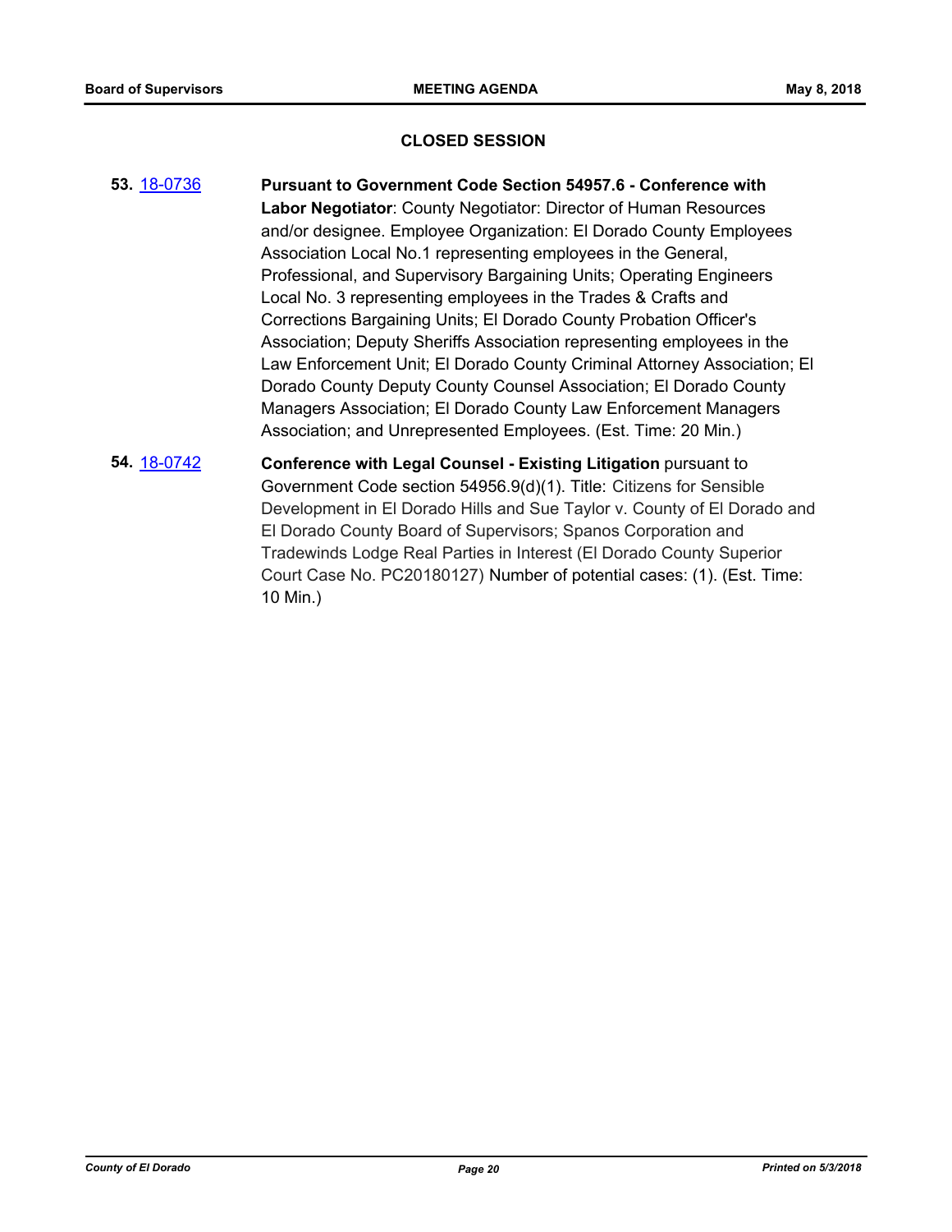## CLOSED SESSION

**53.** [18-0736] **Pursuant to Government Code Section 54957.6 - Conference with Labor Negotiator**: County Negotiator: Director of Human Resources and/or designee. Employee Organization: El Dorado County Employees Association Local No.1 representing employees in the General, Professional, and Supervisory Bargaining Units; Operating Engineers Local No. 3 representing employees in the Trades & Crafts and Corrections Bargaining Units; El Dorado County Probation Officer's Association; Deputy Sheriffs Association representing employees in the Law Enforcement Unit; El Dorado County Criminal Attorney Association; El Dorado County Deputy County Counsel Association; El Dorado County Managers Association; El Dorado County Law Enforcement Managers Association; and Unrepresented Employees. (Est. Time: 20 Min.)

**54.** [18-0742] **Conference with Legal Counsel - Existing Litigation** pursuant to Government Code section 54956.9(d)(1). Title: Citizens for Sensible Development in El Dorado Hills and Sue Taylor v. County of El Dorado and El Dorado County Board of Supervisors; Spanos Corporation and Tradewinds Lodge Real Parties in Interest (El Dorado County Superior Court Case No. PC20180127) Number of potential cases: (1). (Est. Time: 10 Min.)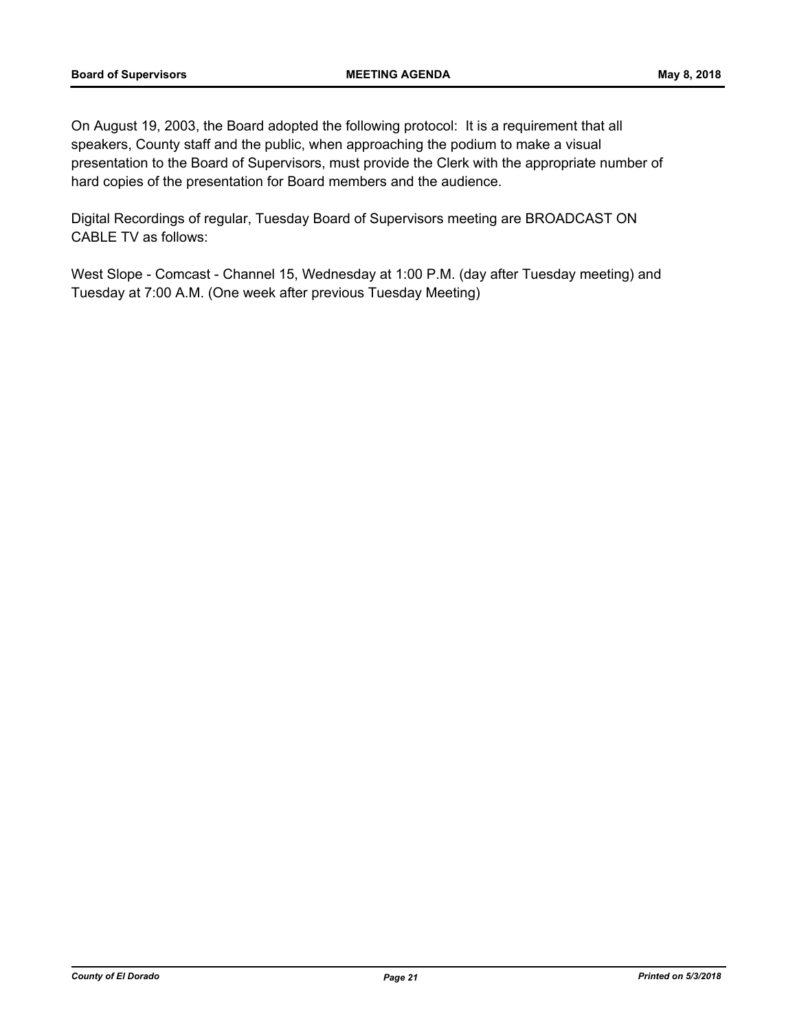On August 19, 2003, the Board adopted the following protocol: It is a requirement that all speakers, County staff and the public, when approaching the podium to make a visual presentation to the Board of Supervisors, must provide the Clerk with the appropriate number of hard copies of the presentation for Board members and the audience.

Digital Recordings of regular, Tuesday Board of Supervisors meeting are BROADCAST ON CABLE TV as follows:

West Slope - Comcast - Channel 15, Wednesday at 1:00 P.M. (day after Tuesday meeting) and Tuesday at 7:00 A.M. (One week after previous Tuesday Meeting)